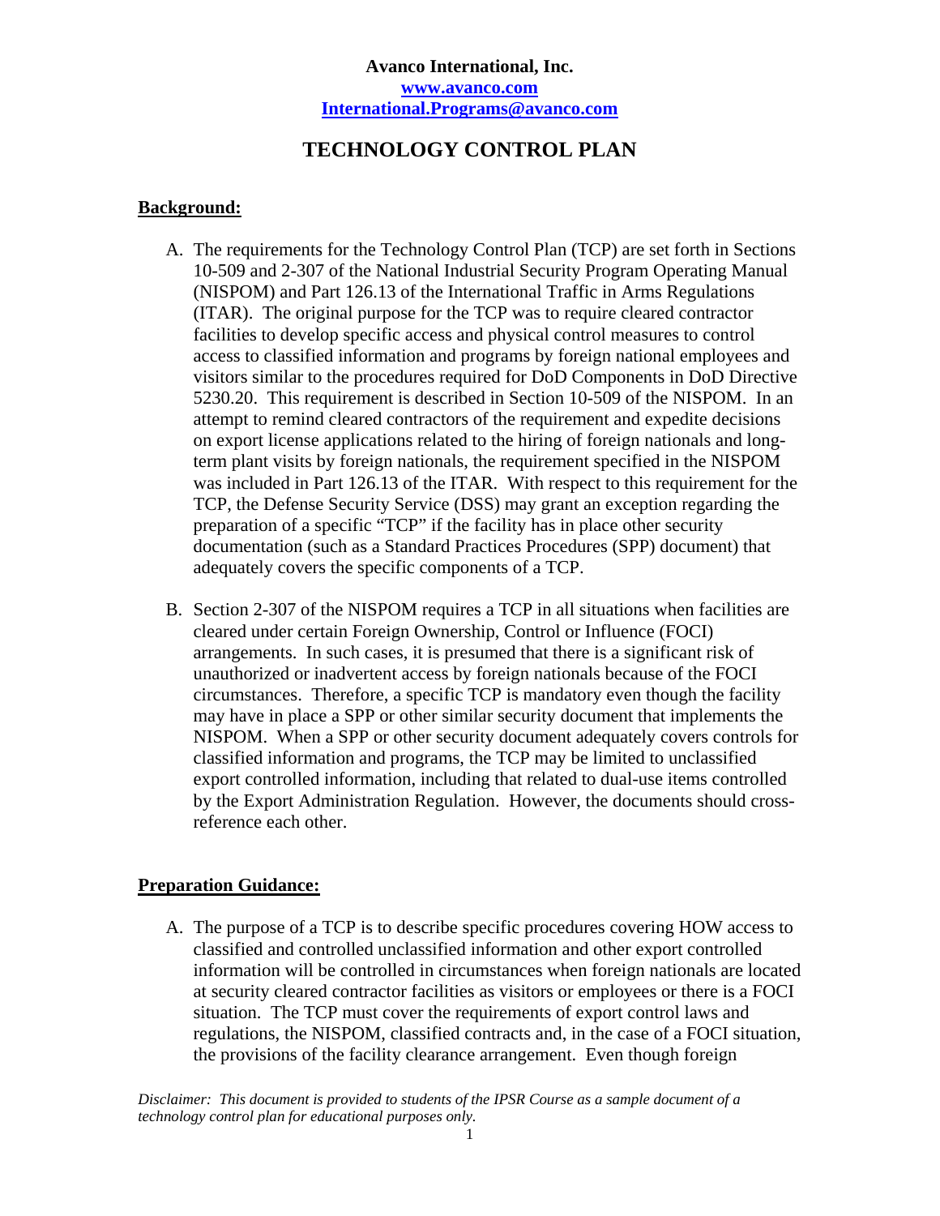**Avanco International, Inc.**
**www.avanco.com**
**International.Programs@avanco.com**

# TECHNOLOGY CONTROL PLAN

## Background:

A. The requirements for the Technology Control Plan (TCP) are set forth in Sections 10-509 and 2-307 of the National Industrial Security Program Operating Manual (NISPOM) and Part 126.13 of the International Traffic in Arms Regulations (ITAR). The original purpose for the TCP was to require cleared contractor facilities to develop specific access and physical control measures to control access to classified information and programs by foreign national employees and visitors similar to the procedures required for DoD Components in DoD Directive 5230.20. This requirement is described in Section 10-509 of the NISPOM. In an attempt to remind cleared contractors of the requirement and expedite decisions on export license applications related to the hiring of foreign nationals and long-term plant visits by foreign nationals, the requirement specified in the NISPOM was included in Part 126.13 of the ITAR. With respect to this requirement for the TCP, the Defense Security Service (DSS) may grant an exception regarding the preparation of a specific "TCP" if the facility has in place other security documentation (such as a Standard Practices Procedures (SPP) document) that adequately covers the specific components of a TCP.

B. Section 2-307 of the NISPOM requires a TCP in all situations when facilities are cleared under certain Foreign Ownership, Control or Influence (FOCI) arrangements. In such cases, it is presumed that there is a significant risk of unauthorized or inadvertent access by foreign nationals because of the FOCI circumstances. Therefore, a specific TCP is mandatory even though the facility may have in place a SPP or other similar security document that implements the NISPOM. When a SPP or other security document adequately covers controls for classified information and programs, the TCP may be limited to unclassified export controlled information, including that related to dual-use items controlled by the Export Administration Regulation. However, the documents should cross-reference each other.

## Preparation Guidance:

A. The purpose of a TCP is to describe specific procedures covering HOW access to classified and controlled unclassified information and other export controlled information will be controlled in circumstances when foreign nationals are located at security cleared contractor facilities as visitors or employees or there is a FOCI situation. The TCP must cover the requirements of export control laws and regulations, the NISPOM, classified contracts and, in the case of a FOCI situation, the provisions of the facility clearance arrangement. Even though foreign

*Disclaimer: This document is provided to students of the IPSR Course as a sample document of a technology control plan for educational purposes only.*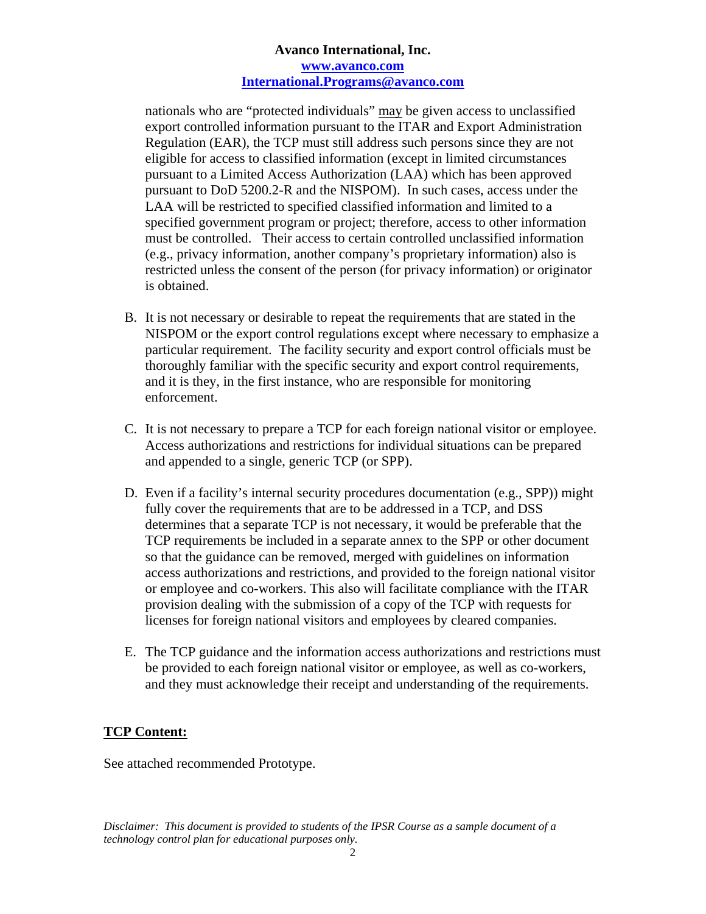nationals who are "protected individuals" <u>may</u> be given access to unclassified export controlled information pursuant to the ITAR and Export Administration Regulation (EAR), the TCP must still address such persons since they are not eligible for access to classified information (except in limited circumstances pursuant to a Limited Access Authorization (LAA) which has been approved pursuant to DoD 5200.2-R and the NISPOM). In such cases, access under the LAA will be restricted to specified classified information and limited to a specified government program or project; therefore, access to other information must be controlled. Their access to certain controlled unclassified information (e.g., privacy information, another company's proprietary information) also is restricted unless the consent of the person (for privacy information) or originator is obtained.

B. It is not necessary or desirable to repeat the requirements that are stated in the NISPOM or the export control regulations except where necessary to emphasize a particular requirement. The facility security and export control officials must be thoroughly familiar with the specific security and export control requirements, and it is they, in the first instance, who are responsible for monitoring enforcement.

C. It is not necessary to prepare a TCP for each foreign national visitor or employee. Access authorizations and restrictions for individual situations can be prepared and appended to a single, generic TCP (or SPP).

D. Even if a facility's internal security procedures documentation (e.g., SPP)) might fully cover the requirements that are to be addressed in a TCP, and DSS determines that a separate TCP is not necessary, it would be preferable that the TCP requirements be included in a separate annex to the SPP or other document so that the guidance can be removed, merged with guidelines on information access authorizations and restrictions, and provided to the foreign national visitor or employee and co-workers. This also will facilitate compliance with the ITAR provision dealing with the submission of a copy of the TCP with requests for licenses for foreign national visitors and employees by cleared companies.

E. The TCP guidance and the information access authorizations and restrictions must be provided to each foreign national visitor or employee, as well as co-workers, and they must acknowledge their receipt and understanding of the requirements.

**<u>TCP Content:</u>**

See attached recommended Prototype.

*Disclaimer: This document is provided to students of the IPSR Course as a sample document of a technology control plan for educational purposes only.*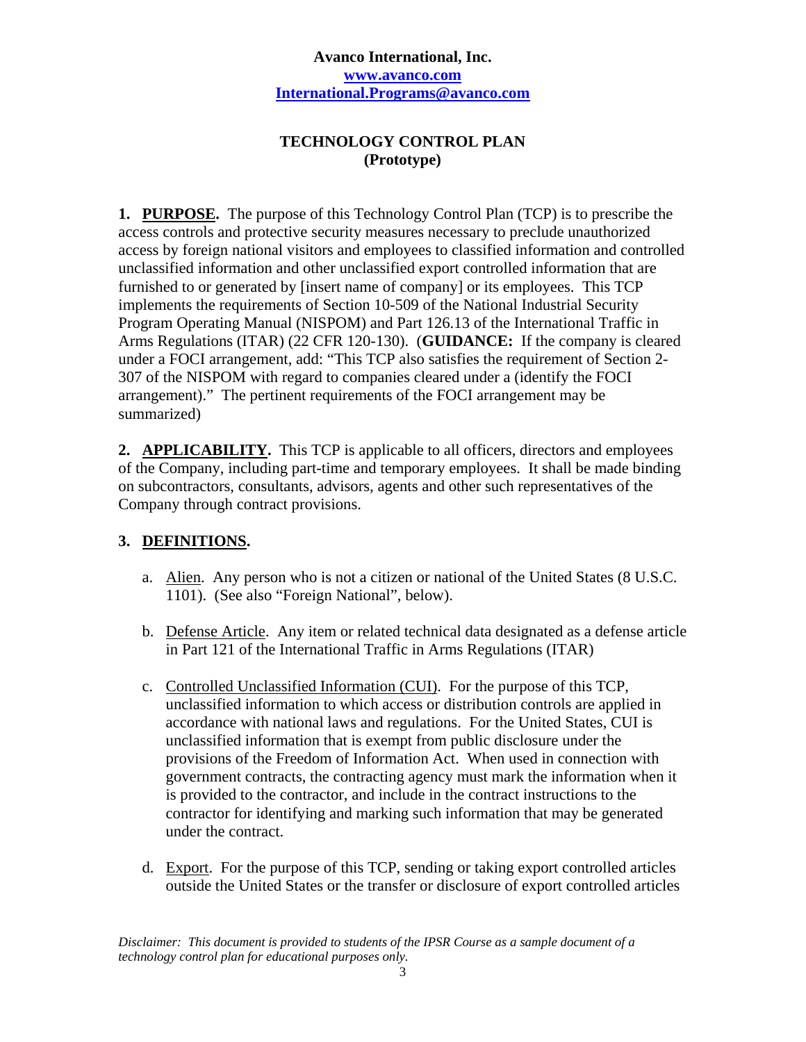**Avanco International, Inc.**
**www.avanco.com**
**International.Programs@avanco.com**

## TECHNOLOGY CONTROL PLAN
## (Prototype)

**1. PURPOSE.** The purpose of this Technology Control Plan (TCP) is to prescribe the access controls and protective security measures necessary to preclude unauthorized access by foreign national visitors and employees to classified information and controlled unclassified information and other unclassified export controlled information that are furnished to or generated by [insert name of company] or its employees. This TCP implements the requirements of Section 10-509 of the National Industrial Security Program Operating Manual (NISPOM) and Part 126.13 of the International Traffic in Arms Regulations (ITAR) (22 CFR 120-130). (**GUIDANCE:** If the company is cleared under a FOCI arrangement, add: "This TCP also satisfies the requirement of Section 2-307 of the NISPOM with regard to companies cleared under a (identify the FOCI arrangement)." The pertinent requirements of the FOCI arrangement may be summarized)

**2. APPLICABILITY.** This TCP is applicable to all officers, directors and employees of the Company, including part-time and temporary employees. It shall be made binding on subcontractors, consultants, advisors, agents and other such representatives of the Company through contract provisions.

**3. DEFINITIONS.**

a. Alien. Any person who is not a citizen or national of the United States (8 U.S.C. 1101). (See also "Foreign National", below).

b. Defense Article. Any item or related technical data designated as a defense article in Part 121 of the International Traffic in Arms Regulations (ITAR)

c. Controlled Unclassified Information (CUI). For the purpose of this TCP, unclassified information to which access or distribution controls are applied in accordance with national laws and regulations. For the United States, CUI is unclassified information that is exempt from public disclosure under the provisions of the Freedom of Information Act. When used in connection with government contracts, the contracting agency must mark the information when it is provided to the contractor, and include in the contract instructions to the contractor for identifying and marking such information that may be generated under the contract.

d. Export. For the purpose of this TCP, sending or taking export controlled articles outside the United States or the transfer or disclosure of export controlled articles

*Disclaimer: This document is provided to students of the IPSR Course as a sample document of a technology control plan for educational purposes only.*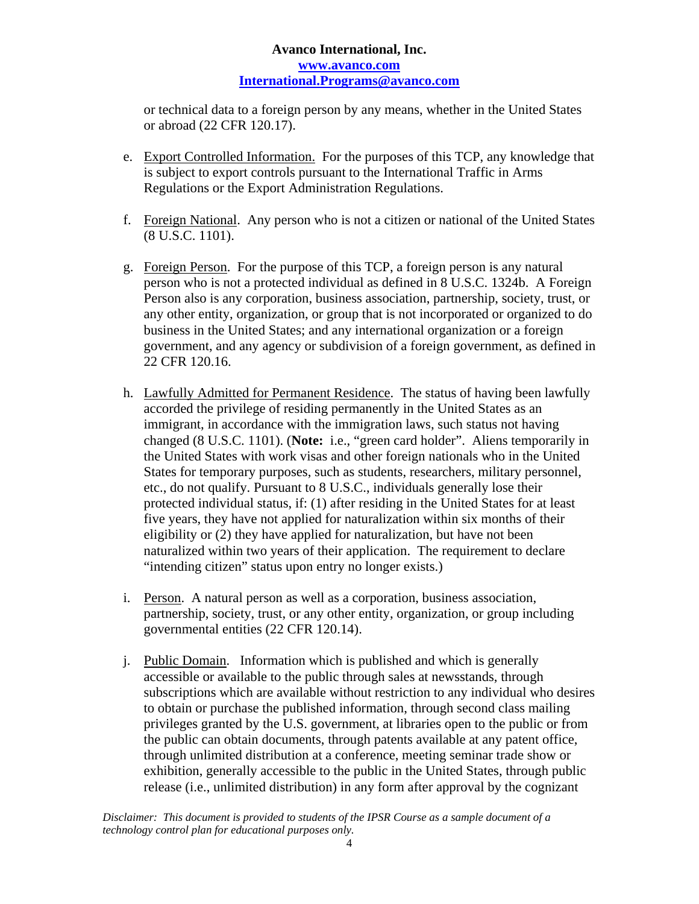or technical data to a foreign person by any means, whether in the United States or abroad (22 CFR 120.17).

e. Export Controlled Information. For the purposes of this TCP, any knowledge that is subject to export controls pursuant to the International Traffic in Arms Regulations or the Export Administration Regulations.

f. Foreign National. Any person who is not a citizen or national of the United States (8 U.S.C. 1101).

g. Foreign Person. For the purpose of this TCP, a foreign person is any natural person who is not a protected individual as defined in 8 U.S.C. 1324b. A Foreign Person also is any corporation, business association, partnership, society, trust, or any other entity, organization, or group that is not incorporated or organized to do business in the United States; and any international organization or a foreign government, and any agency or subdivision of a foreign government, as defined in 22 CFR 120.16.

h. Lawfully Admitted for Permanent Residence. The status of having been lawfully accorded the privilege of residing permanently in the United States as an immigrant, in accordance with the immigration laws, such status not having changed (8 U.S.C. 1101). (**Note:** i.e., "green card holder". Aliens temporarily in the United States with work visas and other foreign nationals who in the United States for temporary purposes, such as students, researchers, military personnel, etc., do not qualify. Pursuant to 8 U.S.C., individuals generally lose their protected individual status, if: (1) after residing in the United States for at least five years, they have not applied for naturalization within six months of their eligibility or (2) they have applied for naturalization, but have not been naturalized within two years of their application. The requirement to declare "intending citizen" status upon entry no longer exists.)

i. Person. A natural person as well as a corporation, business association, partnership, society, trust, or any other entity, organization, or group including governmental entities (22 CFR 120.14).

j. Public Domain. Information which is published and which is generally accessible or available to the public through sales at newsstands, through subscriptions which are available without restriction to any individual who desires to obtain or purchase the published information, through second class mailing privileges granted by the U.S. government, at libraries open to the public or from the public can obtain documents, through patents available at any patent office, through unlimited distribution at a conference, meeting seminar trade show or exhibition, generally accessible to the public in the United States, through public release (i.e., unlimited distribution) in any form after approval by the cognizant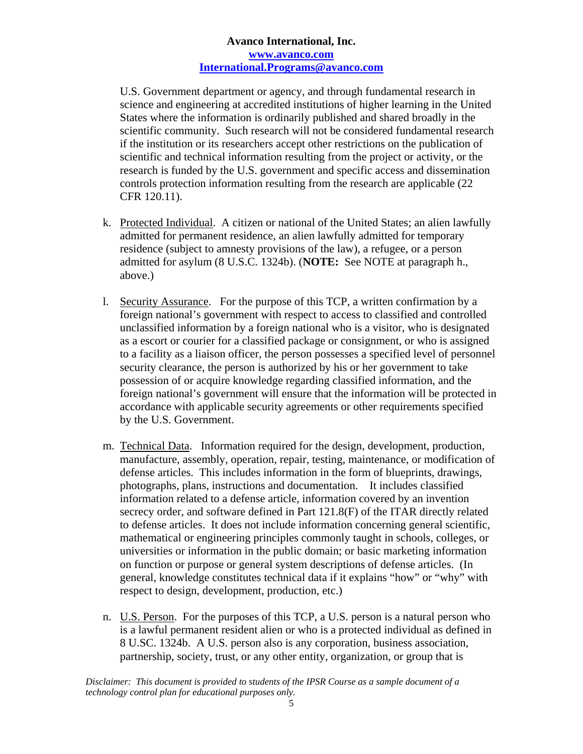U.S. Government department or agency, and through fundamental research in science and engineering at accredited institutions of higher learning in the United States where the information is ordinarily published and shared broadly in the scientific community. Such research will not be considered fundamental research if the institution or its researchers accept other restrictions on the publication of scientific and technical information resulting from the project or activity, or the research is funded by the U.S. government and specific access and dissemination controls protection information resulting from the research are applicable (22 CFR 120.11).

k. Protected Individual. A citizen or national of the United States; an alien lawfully admitted for permanent residence, an alien lawfully admitted for temporary residence (subject to amnesty provisions of the law), a refugee, or a person admitted for asylum (8 U.S.C. 1324b). (**NOTE:** See NOTE at paragraph h., above.)

l. Security Assurance. For the purpose of this TCP, a written confirmation by a foreign national's government with respect to access to classified and controlled unclassified information by a foreign national who is a visitor, who is designated as a escort or courier for a classified package or consignment, or who is assigned to a facility as a liaison officer, the person possesses a specified level of personnel security clearance, the person is authorized by his or her government to take possession of or acquire knowledge regarding classified information, and the foreign national's government will ensure that the information will be protected in accordance with applicable security agreements or other requirements specified by the U.S. Government.

m. Technical Data. Information required for the design, development, production, manufacture, assembly, operation, repair, testing, maintenance, or modification of defense articles. This includes information in the form of blueprints, drawings, photographs, plans, instructions and documentation. It includes classified information related to a defense article, information covered by an invention secrecy order, and software defined in Part 121.8(F) of the ITAR directly related to defense articles. It does not include information concerning general scientific, mathematical or engineering principles commonly taught in schools, colleges, or universities or information in the public domain; or basic marketing information on function or purpose or general system descriptions of defense articles. (In general, knowledge constitutes technical data if it explains "how" or "why" with respect to design, development, production, etc.)

n. U.S. Person. For the purposes of this TCP, a U.S. person is a natural person who is a lawful permanent resident alien or who is a protected individual as defined in 8 U.SC. 1324b. A U.S. person also is any corporation, business association, partnership, society, trust, or any other entity, organization, or group that is

*Disclaimer: This document is provided to students of the IPSR Course as a sample document of a technology control plan for educational purposes only.*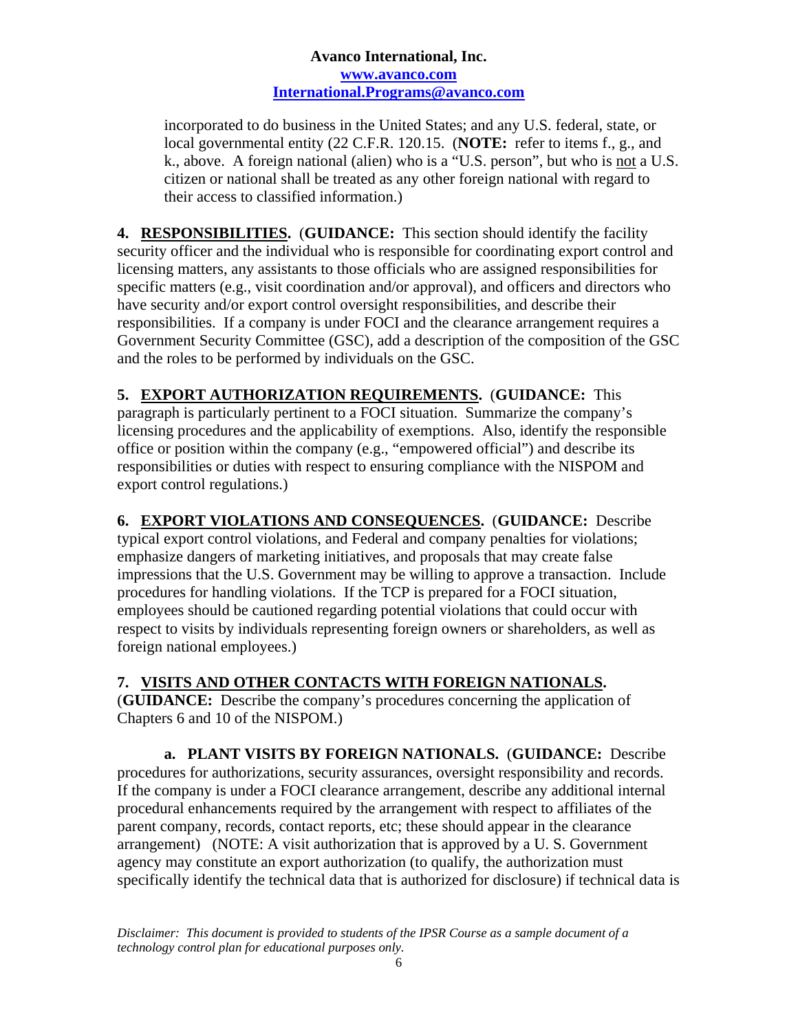incorporated to do business in the United States; and any U.S. federal, state, or local governmental entity (22 C.F.R. 120.15. (**NOTE:** refer to items f., g., and k., above. A foreign national (alien) who is a "U.S. person", but who is not a U.S. citizen or national shall be treated as any other foreign national with regard to their access to classified information.)

**4. RESPONSIBILITIES.** (**GUIDANCE:** This section should identify the facility security officer and the individual who is responsible for coordinating export control and licensing matters, any assistants to those officials who are assigned responsibilities for specific matters (e.g., visit coordination and/or approval), and officers and directors who have security and/or export control oversight responsibilities, and describe their responsibilities. If a company is under FOCI and the clearance arrangement requires a Government Security Committee (GSC), add a description of the composition of the GSC and the roles to be performed by individuals on the GSC.

**5. EXPORT AUTHORIZATION REQUIREMENTS.** (**GUIDANCE:** This paragraph is particularly pertinent to a FOCI situation. Summarize the company's licensing procedures and the applicability of exemptions. Also, identify the responsible office or position within the company (e.g., "empowered official") and describe its responsibilities or duties with respect to ensuring compliance with the NISPOM and export control regulations.)

**6. EXPORT VIOLATIONS AND CONSEQUENCES.** (**GUIDANCE:** Describe typical export control violations, and Federal and company penalties for violations; emphasize dangers of marketing initiatives, and proposals that may create false impressions that the U.S. Government may be willing to approve a transaction. Include procedures for handling violations. If the TCP is prepared for a FOCI situation, employees should be cautioned regarding potential violations that could occur with respect to visits by individuals representing foreign owners or shareholders, as well as foreign national employees.)

**7. VISITS AND OTHER CONTACTS WITH FOREIGN NATIONALS.** (**GUIDANCE:** Describe the company's procedures concerning the application of Chapters 6 and 10 of the NISPOM.)

**a. PLANT VISITS BY FOREIGN NATIONALS.** (**GUIDANCE:** Describe procedures for authorizations, security assurances, oversight responsibility and records. If the company is under a FOCI clearance arrangement, describe any additional internal procedural enhancements required by the arrangement with respect to affiliates of the parent company, records, contact reports, etc; these should appear in the clearance arrangement) (NOTE: A visit authorization that is approved by a U. S. Government agency may constitute an export authorization (to qualify, the authorization must specifically identify the technical data that is authorized for disclosure) if technical data is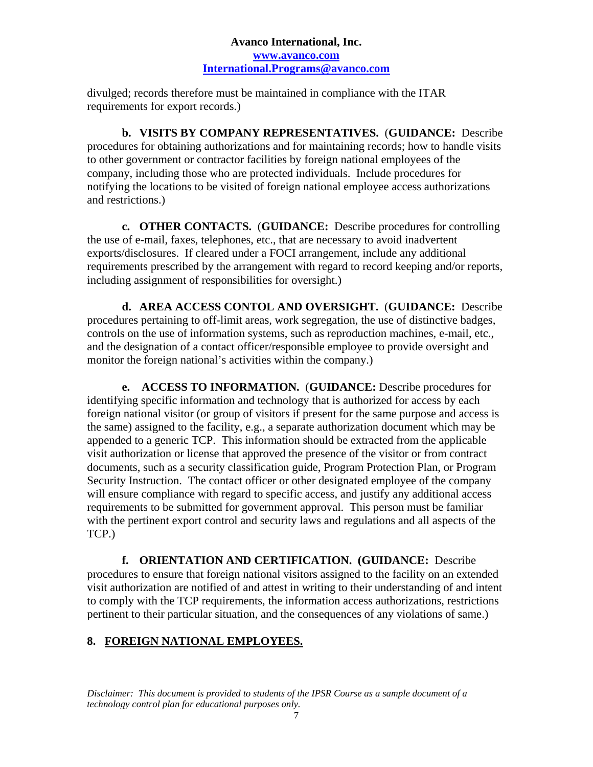divulged; records therefore must be maintained in compliance with the ITAR requirements for export records.)

**b. VISITS BY COMPANY REPRESENTATIVES.** (**GUIDANCE:** Describe procedures for obtaining authorizations and for maintaining records; how to handle visits to other government or contractor facilities by foreign national employees of the company, including those who are protected individuals. Include procedures for notifying the locations to be visited of foreign national employee access authorizations and restrictions.)

**c. OTHER CONTACTS.** (**GUIDANCE:** Describe procedures for controlling the use of e-mail, faxes, telephones, etc., that are necessary to avoid inadvertent exports/disclosures. If cleared under a FOCI arrangement, include any additional requirements prescribed by the arrangement with regard to record keeping and/or reports, including assignment of responsibilities for oversight.)

**d. AREA ACCESS CONTOL AND OVERSIGHT.** (**GUIDANCE:** Describe procedures pertaining to off-limit areas, work segregation, the use of distinctive badges, controls on the use of information systems, such as reproduction machines, e-mail, etc., and the designation of a contact officer/responsible employee to provide oversight and monitor the foreign national's activities within the company.)

**e. ACCESS TO INFORMATION.** (**GUIDANCE:** Describe procedures for identifying specific information and technology that is authorized for access by each foreign national visitor (or group of visitors if present for the same purpose and access is the same) assigned to the facility, e.g., a separate authorization document which may be appended to a generic TCP. This information should be extracted from the applicable visit authorization or license that approved the presence of the visitor or from contract documents, such as a security classification guide, Program Protection Plan, or Program Security Instruction. The contact officer or other designated employee of the company will ensure compliance with regard to specific access, and justify any additional access requirements to be submitted for government approval. This person must be familiar with the pertinent export control and security laws and regulations and all aspects of the TCP.)

**f. ORIENTATION AND CERTIFICATION. (GUIDANCE:** Describe procedures to ensure that foreign national visitors assigned to the facility on an extended visit authorization are notified of and attest in writing to their understanding of and intent to comply with the TCP requirements, the information access authorizations, restrictions pertinent to their particular situation, and the consequences of any violations of same.)

## 8. FOREIGN NATIONAL EMPLOYEES.

*Disclaimer: This document is provided to students of the IPSR Course as a sample document of a technology control plan for educational purposes only.*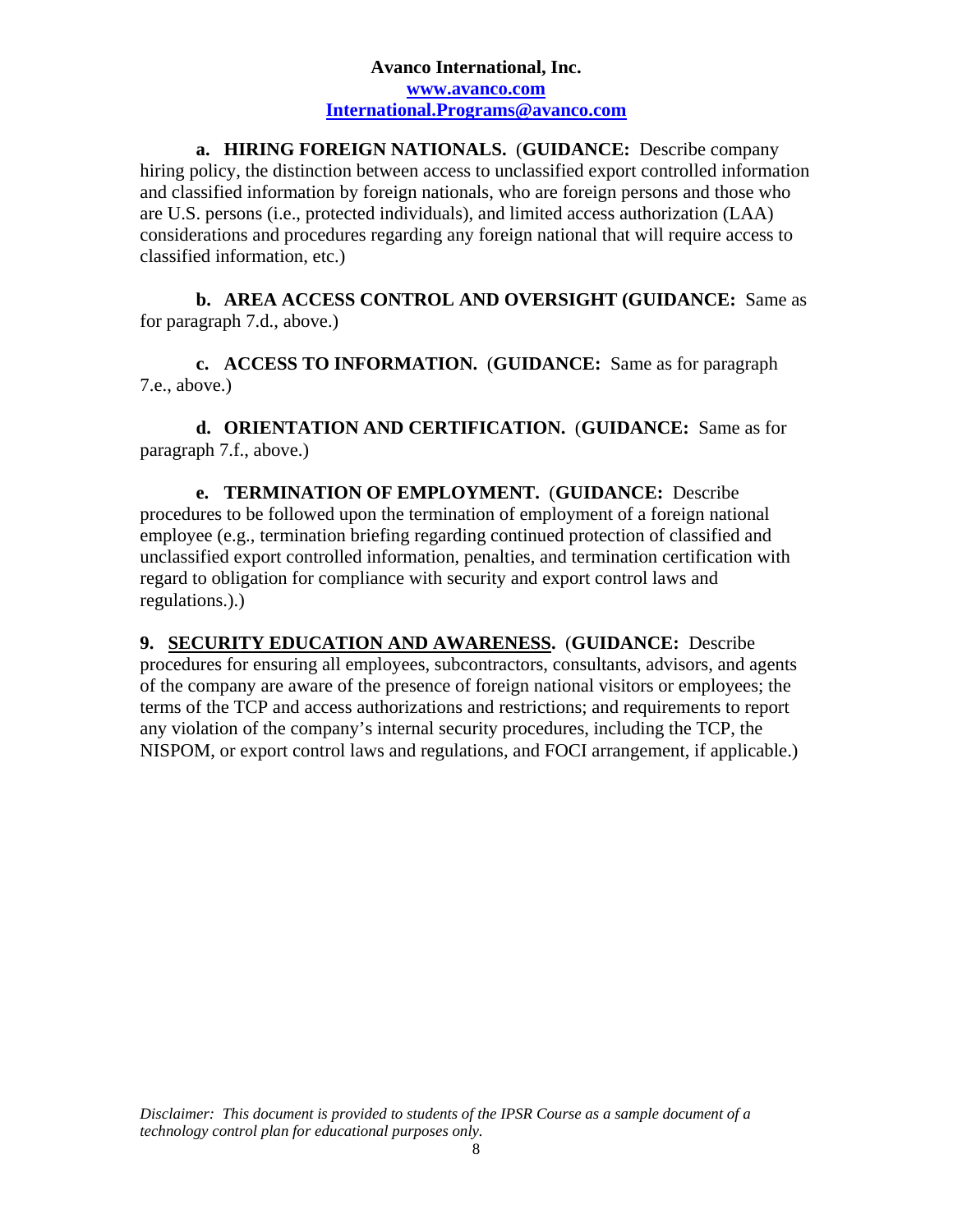**a. HIRING FOREIGN NATIONALS.** (**GUIDANCE:** Describe company hiring policy, the distinction between access to unclassified export controlled information and classified information by foreign nationals, who are foreign persons and those who are U.S. persons (i.e., protected individuals), and limited access authorization (LAA) considerations and procedures regarding any foreign national that will require access to classified information, etc.)

**b. AREA ACCESS CONTROL AND OVERSIGHT (GUIDANCE:** Same as for paragraph 7.d., above.)

**c. ACCESS TO INFORMATION.** (**GUIDANCE:** Same as for paragraph 7.e., above.)

**d. ORIENTATION AND CERTIFICATION.** (**GUIDANCE:** Same as for paragraph 7.f., above.)

**e. TERMINATION OF EMPLOYMENT.** (**GUIDANCE:** Describe procedures to be followed upon the termination of employment of a foreign national employee (e.g., termination briefing regarding continued protection of classified and unclassified export controlled information, penalties, and termination certification with regard to obligation for compliance with security and export control laws and regulations.).)

**9. <u>SECURITY EDUCATION AND AWARENESS</u>.** (**GUIDANCE:** Describe procedures for ensuring all employees, subcontractors, consultants, advisors, and agents of the company are aware of the presence of foreign national visitors or employees; the terms of the TCP and access authorizations and restrictions; and requirements to report any violation of the company's internal security procedures, including the TCP, the NISPOM, or export control laws and regulations, and FOCI arrangement, if applicable.)